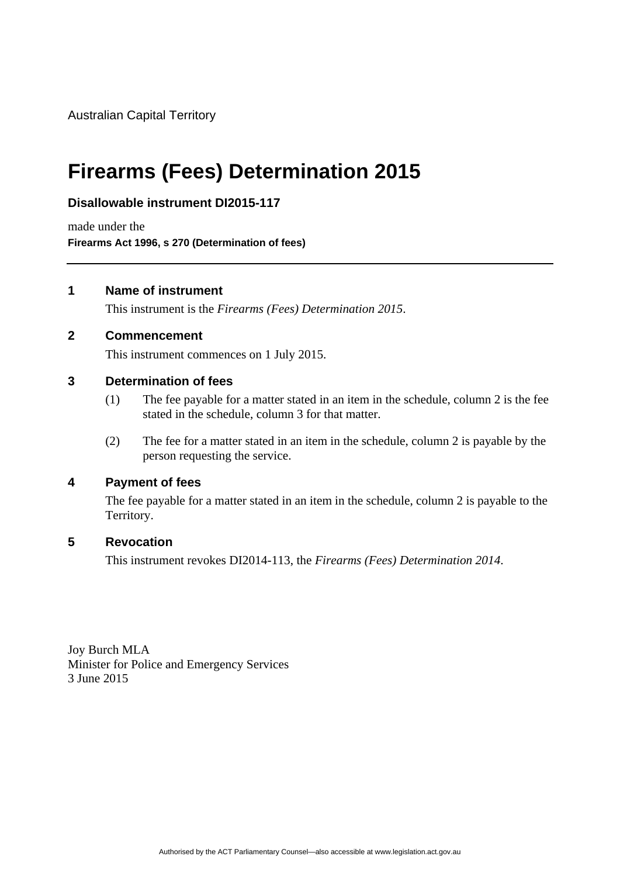Australian Capital Territory

# Firearms (Fees) Determination 2015

**Disallowable instrument DI2015-117**

made under the

**Firearms Act 1996, s 270 (Determination of fees)**

---

## 1 Name of instrument

This instrument is the *Firearms (Fees) Determination 2015*.

## 2 Commencement

This instrument commences on 1 July 2015.

## 3 Determination of fees

(1) The fee payable for a matter stated in an item in the schedule, column 2 is the fee stated in the schedule, column 3 for that matter.

(2) The fee for a matter stated in an item in the schedule, column 2 is payable by the person requesting the service.

## 4 Payment of fees

The fee payable for a matter stated in an item in the schedule, column 2 is payable to the Territory.

## 5 Revocation

This instrument revokes DI2014-113, the *Firearms (Fees) Determination 2014.*

Joy Burch MLA
Minister for Police and Emergency Services
3 June 2015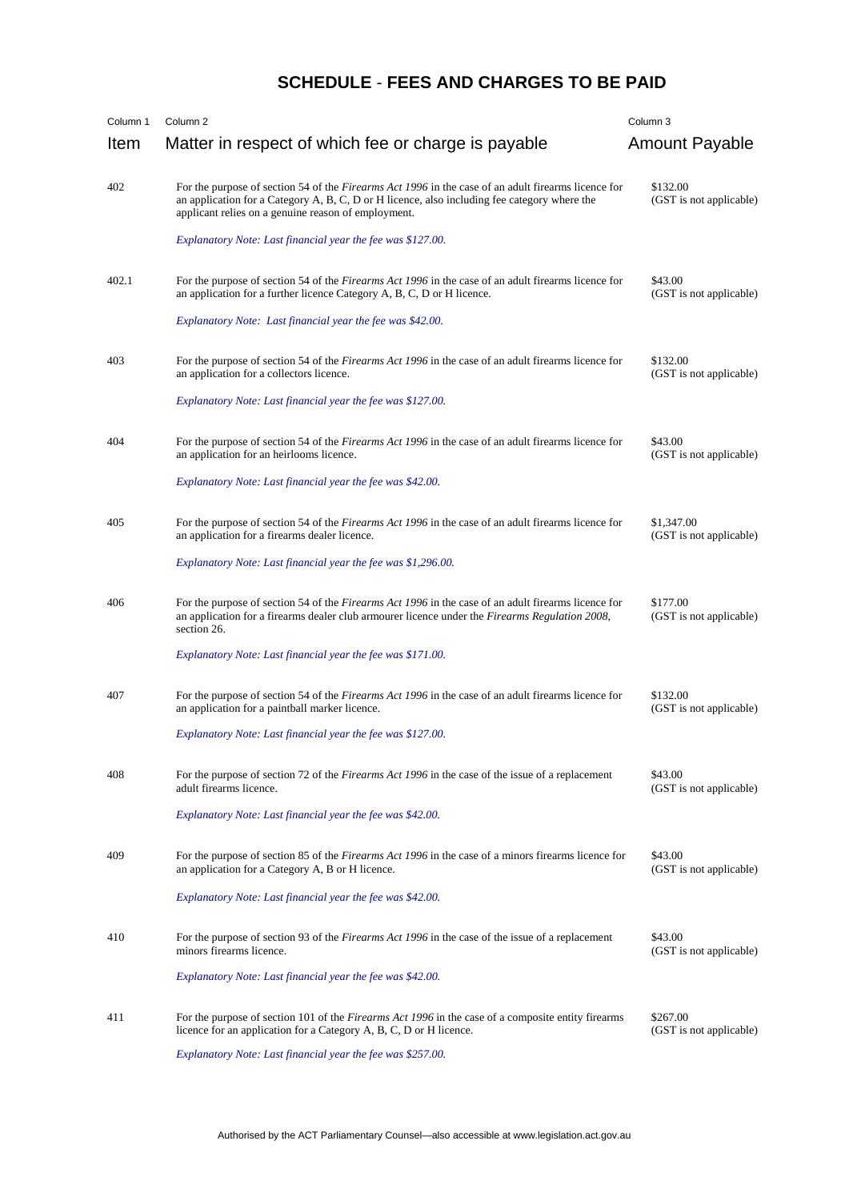# SCHEDULE - FEES AND CHARGES TO BE PAID

| Column 1<br>Item | Column 2<br>Matter in respect of which fee or charge is payable | Column 3<br>Amount Payable |
|---|---|---|
| 402 | For the purpose of section 54 of the *Firearms Act 1996* in the case of an adult firearms licence for an application for a Category A, B, C, D or H licence, also including fee category where the applicant relies on a genuine reason of employment.<br><br>*Explanatory Note: Last financial year the fee was $127.00.* | $132.00<br>(GST is not applicable) |
| 402.1 | For the purpose of section 54 of the *Firearms Act 1996* in the case of an adult firearms licence for an application for a further licence Category A, B, C, D or H licence.<br><br>*Explanatory Note: Last financial year the fee was $42.00.* | $43.00<br>(GST is not applicable) |
| 403 | For the purpose of section 54 of the *Firearms Act 1996* in the case of an adult firearms licence for an application for a collectors licence.<br><br>*Explanatory Note: Last financial year the fee was $127.00.* | $132.00<br>(GST is not applicable) |
| 404 | For the purpose of section 54 of the *Firearms Act 1996* in the case of an adult firearms licence for an application for an heirlooms licence.<br><br>*Explanatory Note: Last financial year the fee was $42.00.* | $43.00<br>(GST is not applicable) |
| 405 | For the purpose of section 54 of the *Firearms Act 1996* in the case of an adult firearms licence for an application for a firearms dealer licence.<br><br>*Explanatory Note: Last financial year the fee was $1,296.00.* | $1,347.00<br>(GST is not applicable) |
| 406 | For the purpose of section 54 of the *Firearms Act 1996* in the case of an adult firearms licence for an application for a firearms dealer club armourer licence under the *Firearms Regulation 2008*, section 26.<br><br>*Explanatory Note: Last financial year the fee was $171.00.* | $177.00<br>(GST is not applicable) |
| 407 | For the purpose of section 54 of the *Firearms Act 1996* in the case of an adult firearms licence for an application for a paintball marker licence.<br><br>*Explanatory Note: Last financial year the fee was $127.00.* | $132.00<br>(GST is not applicable) |
| 408 | For the purpose of section 72 of the *Firearms Act 1996* in the case of the issue of a replacement adult firearms licence.<br><br>*Explanatory Note: Last financial year the fee was $42.00.* | $43.00<br>(GST is not applicable) |
| 409 | For the purpose of section 85 of the *Firearms Act 1996* in the case of a minors firearms licence for an application for a Category A, B or H licence.<br><br>*Explanatory Note: Last financial year the fee was $42.00.* | $43.00<br>(GST is not applicable) |
| 410 | For the purpose of section 93 of the *Firearms Act 1996* in the case of the issue of a replacement minors firearms licence.<br><br>*Explanatory Note: Last financial year the fee was $42.00.* | $43.00<br>(GST is not applicable) |
| 411 | For the purpose of section 101 of the *Firearms Act 1996* in the case of a composite entity firearms licence for an application for a Category A, B, C, D or H licence.<br><br>*Explanatory Note: Last financial year the fee was $257.00.* | $267.00<br>(GST is not applicable) |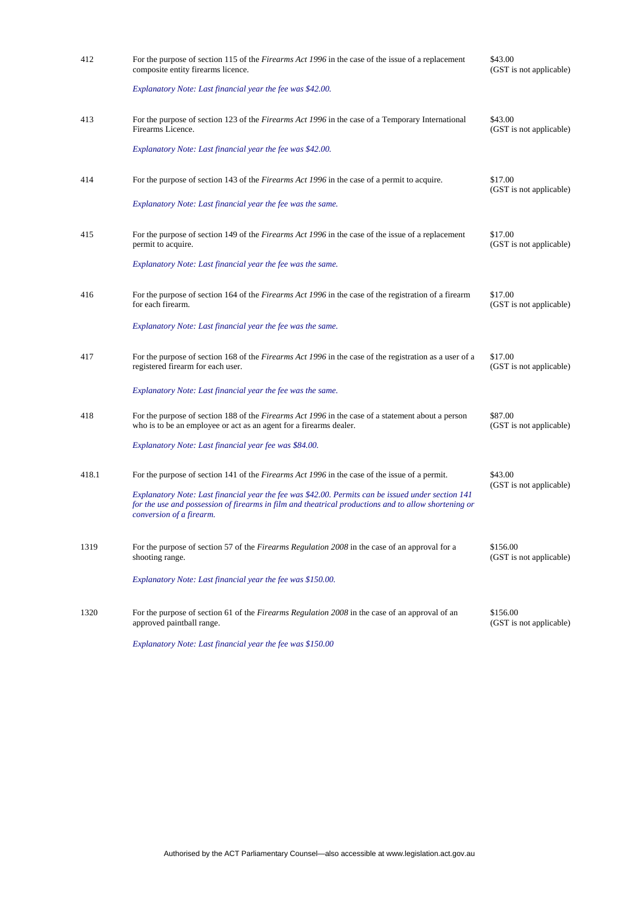| | | |
|---|---|---|
| 412 | For the purpose of section 115 of the *Firearms Act 1996* in the case of the issue of a replacement composite entity firearms licence.<br><br>*Explanatory Note: Last financial year the fee was $42.00.* | $43.00<br>(GST is not applicable) |
| 413 | For the purpose of section 123 of the *Firearms Act 1996* in the case of a Temporary International Firearms Licence.<br><br>*Explanatory Note: Last financial year the fee was $42.00.* | $43.00<br>(GST is not applicable) |
| 414 | For the purpose of section 143 of the *Firearms Act 1996* in the case of a permit to acquire.<br><br>*Explanatory Note: Last financial year the fee was the same.* | $17.00<br>(GST is not applicable) |
| 415 | For the purpose of section 149 of the *Firearms Act 1996* in the case of the issue of a replacement permit to acquire.<br><br>*Explanatory Note: Last financial year the fee was the same.* | $17.00<br>(GST is not applicable) |
| 416 | For the purpose of section 164 of the *Firearms Act 1996* in the case of the registration of a firearm for each firearm.<br><br>*Explanatory Note: Last financial year the fee was the same.* | $17.00<br>(GST is not applicable) |
| 417 | For the purpose of section 168 of the *Firearms Act 1996* in the case of the registration as a user of a registered firearm for each user.<br><br>*Explanatory Note: Last financial year the fee was the same.* | $17.00<br>(GST is not applicable) |
| 418 | For the purpose of section 188 of the *Firearms Act 1996* in the case of a statement about a person who is to be an employee or act as an agent for a firearms dealer.<br><br>*Explanatory Note: Last financial year fee was $84.00.* | $87.00<br>(GST is not applicable) |
| 418.1 | For the purpose of section 141 of the *Firearms Act 1996* in the case of the issue of a permit.<br><br>*Explanatory Note: Last financial year the fee was $42.00. Permits can be issued under section 141 for the use and possession of firearms in film and theatrical productions and to allow shortening or conversion of a firearm.* | $43.00<br>(GST is not applicable) |
| 1319 | For the purpose of section 57 of the *Firearms Regulation 2008* in the case of an approval for a shooting range.<br><br>*Explanatory Note: Last financial year the fee was $150.00.* | $156.00<br>(GST is not applicable) |
| 1320 | For the purpose of section 61 of the *Firearms Regulation 2008* in the case of an approval of an approved paintball range.<br><br>*Explanatory Note: Last financial year the fee was $150.00* | $156.00<br>(GST is not applicable) |

Authorised by the ACT Parliamentary Counsel—also accessible at www.legislation.act.gov.au